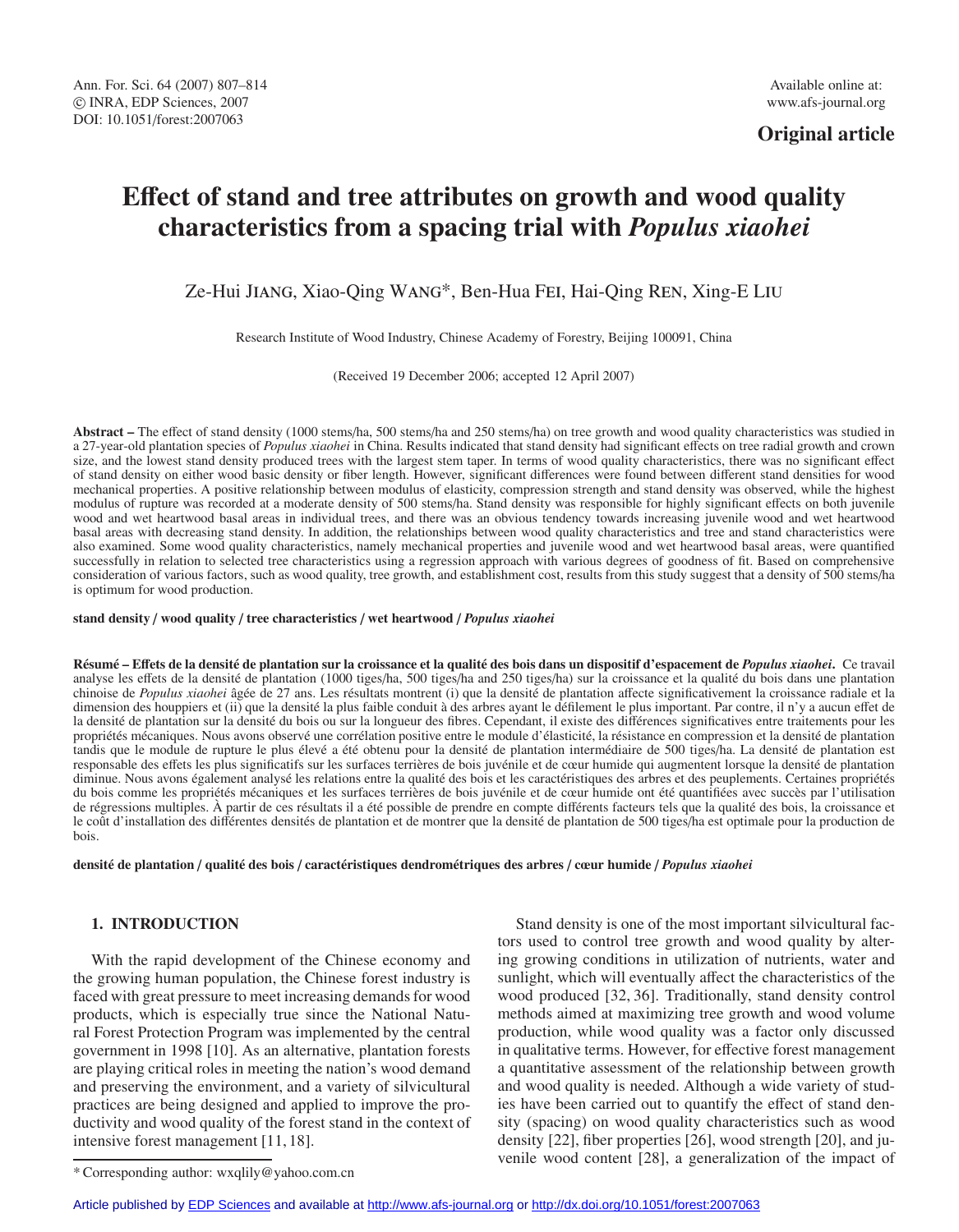Ann. For. Sci. 64 (2007) 807–814
© INRA, EDP Sciences, 2007
DOI: 10.1051/forest:2007063

Available online at:
www.afs-journal.org

**Original article**

# Effect of stand and tree attributes on growth and wood quality characteristics from a spacing trial with *Populus xiaohei*

Ze-Hui JIANG, Xiao-Qing WANG*, Ben-Hua FEI, Hai-Qing REN, Xing-E LIU

Research Institute of Wood Industry, Chinese Academy of Forestry, Beijing 100091, China

(Received 19 December 2006; accepted 12 April 2007)

**Abstract –** The effect of stand density (1000 stems/ha, 500 stems/ha and 250 stems/ha) on tree growth and wood quality characteristics was studied in a 27-year-old plantation species of *Populus xiaohei* in China. Results indicated that stand density had significant effects on tree radial growth and crown size, and the lowest stand density produced trees with the largest stem taper. In terms of wood quality characteristics, there was no significant effect of stand density on either wood basic density or fiber length. However, significant differences were found between different stand densities for wood mechanical properties. A positive relationship between modulus of elasticity, compression strength and stand density was observed, while the highest modulus of rupture was recorded at a moderate density of 500 stems/ha. Stand density was responsible for highly significant effects on both juvenile wood and wet heartwood basal areas in individual trees, and there was an obvious tendency towards increasing juvenile wood and wet heartwood basal areas with decreasing stand density. In addition, the relationships between wood quality characteristics and tree and stand characteristics were also examined. Some wood quality characteristics, namely mechanical properties and juvenile wood and wet heartwood basal areas, were quantified successfully in relation to selected tree characteristics using a regression approach with various degrees of goodness of fit. Based on comprehensive consideration of various factors, such as wood quality, tree growth, and establishment cost, results from this study suggest that a density of 500 stems/ha is optimum for wood production.

**stand density / wood quality / tree characteristics / wet heartwood / *Populus xiaohei***

**Résumé – Effets de la densité de plantation sur la croissance et la qualité des bois dans un dispositif d'espacement de *Populus xiaohei*.** Ce travail analyse les effets de la densité de plantation (1000 tiges/ha, 500 tiges/ha and 250 tiges/ha) sur la croissance et la qualité du bois dans une plantation chinoise de *Populus xiaohei* âgée de 27 ans. Les résultats montrent (i) que la densité de plantation affecte significativement la croissance radiale et la dimension des houppiers et (ii) que la densité la plus faible conduit à des arbres ayant le défilement le plus important. Par contre, il n'y a aucun effet de la densité de plantation sur la densité du bois ou sur la longueur des fibres. Cependant, il existe des différences significatives entre traitements pour les propriétés mécaniques. Nous avons observé une corrélation positive entre le module d'élasticité, la résistance en compression et la densité de plantation tandis que le module de rupture le plus élevé a été obtenu pour la densité de plantation intermédiaire de 500 tiges/ha. La densité de plantation est responsable des effets les plus significatifs sur les surfaces terrières de bois juvénile et de cœur humide qui augmentent lorsque la densité de plantation diminue. Nous avons également analysé les relations entre la qualité des bois et les caractéristiques des arbres et des peuplements. Certaines propriétés du bois comme les propriétés mécaniques et les surfaces terrières de bois juvénile et de cœur humide ont été quantifiées avec succès par l'utilisation de régressions multiples. À partir de ces résultats il a été possible de prendre en compte différents facteurs tels que la qualité des bois, la croissance et le coût d'installation des différentes densités de plantation et de montrer que la densité de plantation de 500 tiges/ha est optimale pour la production de bois.

**densité de plantation / qualité des bois / caractéristiques dendrométriques des arbres / cœur humide / *Populus xiaohei***

## 1. INTRODUCTION

With the rapid development of the Chinese economy and the growing human population, the Chinese forest industry is faced with great pressure to meet increasing demands for wood products, which is especially true since the National Natural Forest Protection Program was implemented by the central government in 1998 [10]. As an alternative, plantation forests are playing critical roles in meeting the nation's wood demand and preserving the environment, and a variety of silvicultural practices are being designed and applied to improve the productivity and wood quality of the forest stand in the context of intensive forest management [11, 18].

Stand density is one of the most important silvicultural factors used to control tree growth and wood quality by altering growing conditions in utilization of nutrients, water and sunlight, which will eventually affect the characteristics of the wood produced [32, 36]. Traditionally, stand density control methods aimed at maximizing tree growth and wood volume production, while wood quality was a factor only discussed in qualitative terms. However, for effective forest management a quantitative assessment of the relationship between growth and wood quality is needed. Although a wide variety of studies have been carried out to quantify the effect of stand density (spacing) on wood quality characteristics such as wood density [22], fiber properties [26], wood strength [20], and juvenile wood content [28], a generalization of the impact of

\* Corresponding author: wxqlily@yahoo.com.cn

Article published by EDP Sciences and available at http://www.afs-journal.org or http://dx.doi.org/10.1051/forest:2007063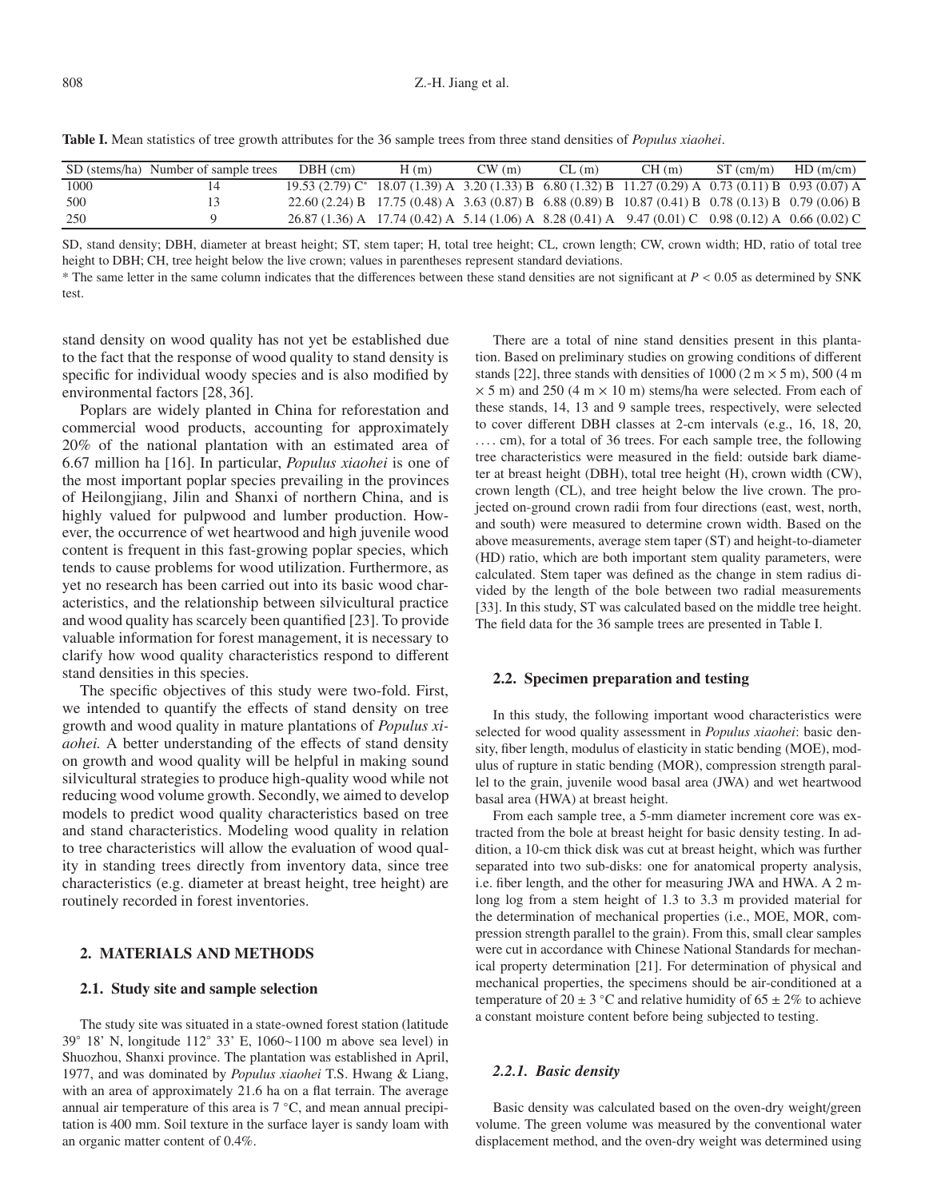**Table I.** Mean statistics of tree growth attributes for the 36 sample trees from three stand densities of *Populus xiaohei*.

| SD (stems/ha) | Number of sample trees | DBH (cm) | H (m) | CW (m) | CL (m) | CH (m) | ST (cm/m) | HD (m/cm) |
|---|---|---|---|---|---|---|---|---|
| 1000 | 14 | 19.53 (2.79) C* | 18.07 (1.39) A | 3.20 (1.33) B | 6.80 (1.32) B | 11.27 (0.29) A | 0.73 (0.11) B | 0.93 (0.07) A |
| 500 | 13 | 22.60 (2.24) B | 17.75 (0.48) A | 3.63 (0.87) B | 6.88 (0.89) B | 10.87 (0.41) B | 0.78 (0.13) B | 0.79 (0.06) B |
| 250 | 9 | 26.87 (1.36) A | 17.74 (0.42) A | 5.14 (1.06) A | 8.28 (0.41) A | 9.47 (0.01) C | 0.98 (0.12) A | 0.66 (0.02) C |

SD, stand density; DBH, diameter at breast height; ST, stem taper; H, total tree height; CL, crown length; CW, crown width; HD, ratio of total tree height to DBH; CH, tree height below the live crown; values in parentheses represent standard deviations.

* The same letter in the same column indicates that the differences between these stand densities are not significant at $P < 0.05$ as determined by SNK test.

stand density on wood quality has not yet been established due to the fact that the response of wood quality to stand density is specific for individual woody species and is also modified by environmental factors [28, 36].

Poplars are widely planted in China for reforestation and commercial wood products, accounting for approximately 20% of the national plantation with an estimated area of 6.67 million ha [16]. In particular, *Populus xiaohei* is one of the most important poplar species prevailing in the provinces of Heilongjiang, Jilin and Shanxi of northern China, and is highly valued for pulpwood and lumber production. However, the occurrence of wet heartwood and high juvenile wood content is frequent in this fast-growing poplar species, which tends to cause problems for wood utilization. Furthermore, as yet no research has been carried out into its basic wood characteristics, and the relationship between silvicultural practice and wood quality has scarcely been quantified [23]. To provide valuable information for forest management, it is necessary to clarify how wood quality characteristics respond to different stand densities in this species.

The specific objectives of this study were two-fold. First, we intended to quantify the effects of stand density on tree growth and wood quality in mature plantations of *Populus xiaohei.* A better understanding of the effects of stand density on growth and wood quality will be helpful in making sound silvicultural strategies to produce high-quality wood while not reducing wood volume growth. Secondly, we aimed to develop models to predict wood quality characteristics based on tree and stand characteristics. Modeling wood quality in relation to tree characteristics will allow the evaluation of wood quality in standing trees directly from inventory data, since tree characteristics (e.g. diameter at breast height, tree height) are routinely recorded in forest inventories.

## 2. MATERIALS AND METHODS

### 2.1. Study site and sample selection

The study site was situated in a state-owned forest station (latitude 39° 18' N, longitude 112° 33' E, 1060~1100 m above sea level) in Shuozhou, Shanxi province. The plantation was established in April, 1977, and was dominated by *Populus xiaohei* T.S. Hwang & Liang, with an area of approximately 21.6 ha on a flat terrain. The average annual air temperature of this area is 7 °C, and mean annual precipitation is 400 mm. Soil texture in the surface layer is sandy loam with an organic matter content of 0.4%.

There are a total of nine stand densities present in this plantation. Based on preliminary studies on growing conditions of different stands [22], three stands with densities of 1000 (2 m × 5 m), 500 (4 m × 5 m) and 250 (4 m × 10 m) stems/ha were selected. From each of these stands, 14, 13 and 9 sample trees, respectively, were selected to cover different DBH classes at 2-cm intervals (e.g., 16, 18, 20, .... cm), for a total of 36 trees. For each sample tree, the following tree characteristics were measured in the field: outside bark diameter at breast height (DBH), total tree height (H), crown width (CW), crown length (CL), and tree height below the live crown. The projected on-ground crown radii from four directions (east, west, north, and south) were measured to determine crown width. Based on the above measurements, average stem taper (ST) and height-to-diameter (HD) ratio, which are both important stem quality parameters, were calculated. Stem taper was defined as the change in stem radius divided by the length of the bole between two radial measurements [33]. In this study, ST was calculated based on the middle tree height. The field data for the 36 sample trees are presented in Table I.

### 2.2. Specimen preparation and testing

In this study, the following important wood characteristics were selected for wood quality assessment in *Populus xiaohei*: basic density, fiber length, modulus of elasticity in static bending (MOE), modulus of rupture in static bending (MOR), compression strength parallel to the grain, juvenile wood basal area (JWA) and wet heartwood basal area (HWA) at breast height.

From each sample tree, a 5-mm diameter increment core was extracted from the bole at breast height for basic density testing. In addition, a 10-cm thick disk was cut at breast height, which was further separated into two sub-disks: one for anatomical property analysis, i.e. fiber length, and the other for measuring JWA and HWA. A 2 m-long log from a stem height of 1.3 to 3.3 m provided material for the determination of mechanical properties (i.e., MOE, MOR, compression strength parallel to the grain). From this, small clear samples were cut in accordance with Chinese National Standards for mechanical property determination [21]. For determination of physical and mechanical properties, the specimens should be air-conditioned at a temperature of 20 ± 3 °C and relative humidity of 65 ± 2% to achieve a constant moisture content before being subjected to testing.

#### 2.2.1. Basic density

Basic density was calculated based on the oven-dry weight/green volume. The green volume was measured by the conventional water displacement method, and the oven-dry weight was determined using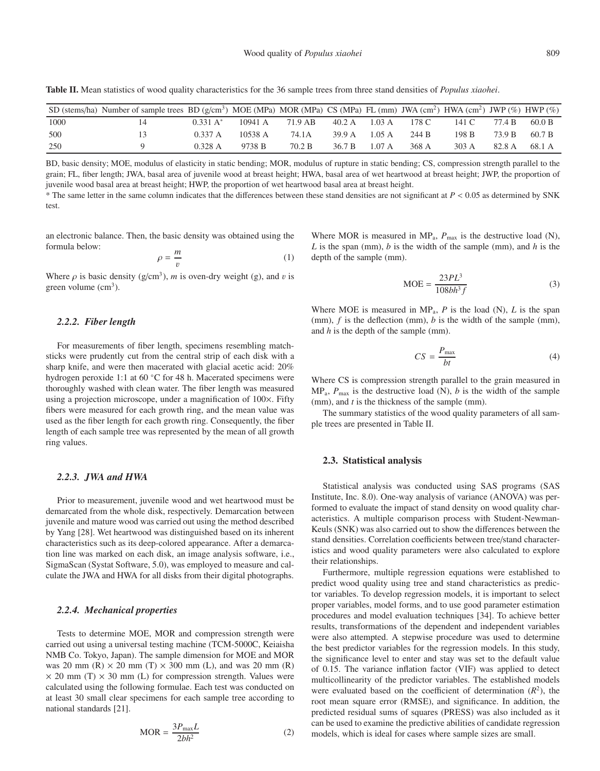**Table II.** Mean statistics of wood quality characteristics for the 36 sample trees from three stand densities of *Populus xiaohei*.

| SD (stems/ha) | Number of sample trees | BD (g/cm$^3$) | MOE (MPa) | MOR (MPa) | CS (MPa) | FL (mm) | JWA (cm$^2$) | HWA (cm$^2$) | JWP (%) | HWP (%) |
|---|---|---|---|---|---|---|---|---|---|---|
| 1000 | 14 | 0.331 A* | 10941 A | 71.9 AB | 40.2 A | 1.03 A | 178 C | 141 C | 77.4 B | 60.0 B |
| 500 | 13 | 0.337 A | 10538 A | 74.1A | 39.9 A | 1.05 A | 244 B | 198 B | 73.9 B | 60.7 B |
| 250 | 9 | 0.328 A | 9738 B | 70.2 B | 36.7 B | 1.07 A | 368 A | 303 A | 82.8 A | 68.1 A |

BD, basic density; MOE, modulus of elasticity in static bending; MOR, modulus of rupture in static bending; CS, compression strength parallel to the grain; FL, fiber length; JWA, basal area of juvenile wood at breast height; HWA, basal area of wet heartwood at breast height; JWP, the proportion of juvenile wood basal area at breast height; HWP, the proportion of wet heartwood basal area at breast height.

* The same letter in the same column indicates that the differences between these stand densities are not significant at $P < 0.05$ as determined by SNK test.

an electronic balance. Then, the basic density was obtained using the formula below:

$$\rho = \frac{m}{v} \tag{1}$$

Where $\rho$ is basic density (g/cm$^3$), $m$ is oven-dry weight (g), and $v$ is green volume (cm$^3$).

### 2.2.2. Fiber length

For measurements of fiber length, specimens resembling matchsticks were prudently cut from the central strip of each disk with a sharp knife, and were then macerated with glacial acetic acid: 20% hydrogen peroxide 1:1 at 60 °C for 48 h. Macerated specimens were thoroughly washed with clean water. The fiber length was measured using a projection microscope, under a magnification of 100×. Fifty fibers were measured for each growth ring, and the mean value was used as the fiber length for each growth ring. Consequently, the fiber length of each sample tree was represented by the mean of all growth ring values.

### 2.2.3. JWA and HWA

Prior to measurement, juvenile wood and wet heartwood must be demarcated from the whole disk, respectively. Demarcation between juvenile and mature wood was carried out using the method described by Yang [28]. Wet heartwood was distinguished based on its inherent characteristics such as its deep-colored appearance. After a demarcation line was marked on each disk, an image analysis software, i.e., SigmaScan (Systat Software, 5.0), was employed to measure and calculate the JWA and HWA for all disks from their digital photographs.

### 2.2.4. Mechanical properties

Tests to determine MOE, MOR and compression strength were carried out using a universal testing machine (TCM-5000C, Keiaisha NMB Co. Tokyo, Japan). The sample dimension for MOE and MOR was 20 mm (R) × 20 mm (T) × 300 mm (L), and was 20 mm (R) × 20 mm (T) × 30 mm (L) for compression strength. Values were calculated using the following formulae. Each test was conducted on at least 30 small clear specimens for each sample tree according to national standards [21].

$$\mathrm{MOR} = \frac{3P_{\max}L}{2bh^2} \tag{2}$$

Where MOR is measured in MP$_a$, $P_{\max}$ is the destructive load (N), $L$ is the span (mm), $b$ is the width of the sample (mm), and $h$ is the depth of the sample (mm).

$$\mathrm{MOE} = \frac{23PL^3}{108bh^3 f} \tag{3}$$

Where MOE is measured in MP$_a$, $P$ is the load (N), $L$ is the span (mm), $f$ is the deflection (mm), $b$ is the width of the sample (mm), and $h$ is the depth of the sample (mm).

$$CS = \frac{P_{\max}}{bt} \tag{4}$$

Where CS is compression strength parallel to the grain measured in MP$_a$, $P_{\max}$ is the destructive load (N), $b$ is the width of the sample (mm), and $t$ is the thickness of the sample (mm).

The summary statistics of the wood quality parameters of all sample trees are presented in Table II.

## 2.3. Statistical analysis

Statistical analysis was conducted using SAS programs (SAS Institute, Inc. 8.0). One-way analysis of variance (ANOVA) was performed to evaluate the impact of stand density on wood quality characteristics. A multiple comparison process with Student-Newman-Keuls (SNK) was also carried out to show the differences between the stand densities. Correlation coefficients between tree/stand characteristics and wood quality parameters were also calculated to explore their relationships.

Furthermore, multiple regression equations were established to predict wood quality using tree and stand characteristics as predictor variables. To develop regression models, it is important to select proper variables, model forms, and to use good parameter estimation procedures and model evaluation techniques [34]. To achieve better results, transformations of the dependent and independent variables were also attempted. A stepwise procedure was used to determine the best predictor variables for the regression models. In this study, the significance level to enter and stay was set to the default value of 0.15. The variance inflation factor (VIF) was applied to detect multicollinearity of the predictor variables. The established models were evaluated based on the coefficient of determination ($R^2$), the root mean square error (RMSE), and significance. In addition, the predicted residual sums of squares (PRESS) was also included as it can be used to examine the predictive abilities of candidate regression models, which is ideal for cases where sample sizes are small.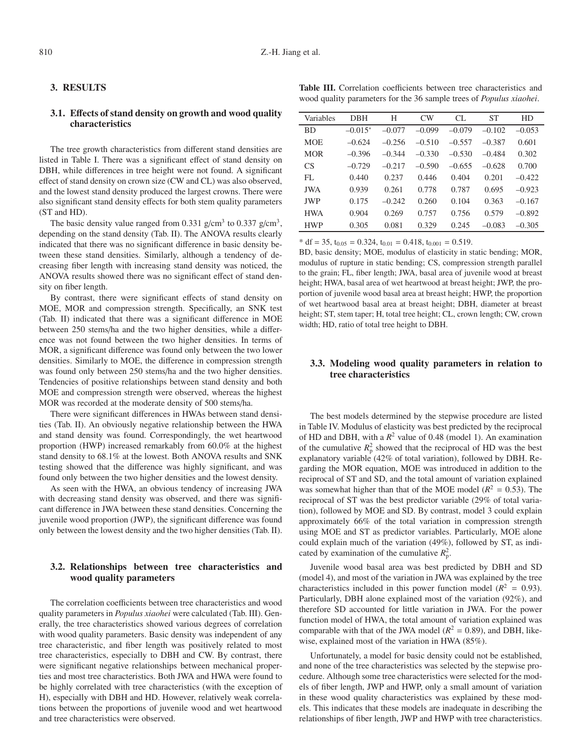## 3. RESULTS

### 3.1. Effects of stand density on growth and wood quality characteristics

The tree growth characteristics from different stand densities are listed in Table I. There was a significant effect of stand density on DBH, while differences in tree height were not found. A significant effect of stand density on crown size (CW and CL) was also observed, and the lowest stand density produced the largest crowns. There were also significant stand density effects for both stem quality parameters (ST and HD).

The basic density value ranged from 0.331 g/cm$^3$ to 0.337 g/cm$^3$, depending on the stand density (Tab. II). The ANOVA results clearly indicated that there was no significant difference in basic density between these stand densities. Similarly, although a tendency of decreasing fiber length with increasing stand density was noticed, the ANOVA results showed there was no significant effect of stand density on fiber length.

By contrast, there were significant effects of stand density on MOE, MOR and compression strength. Specifically, an SNK test (Tab. II) indicated that there was a significant difference in MOE between 250 stems/ha and the two higher densities, while a difference was not found between the two higher densities. In terms of MOR, a significant difference was found only between the two lower densities. Similarly to MOE, the difference in compression strength was found only between 250 stems/ha and the two higher densities. Tendencies of positive relationships between stand density and both MOE and compression strength were observed, whereas the highest MOR was recorded at the moderate density of 500 stems/ha.

There were significant differences in HWAs between stand densities (Tab. II). An obviously negative relationship between the HWA and stand density was found. Correspondingly, the wet heartwood proportion (HWP) increased remarkably from 60.0% at the highest stand density to 68.1% at the lowest. Both ANOVA results and SNK testing showed that the difference was highly significant, and was found only between the two higher densities and the lowest density.

As seen with the HWA, an obvious tendency of increasing JWA with decreasing stand density was observed, and there was significant difference in JWA between these stand densities. Concerning the juvenile wood proportion (JWP), the significant difference was found only between the lowest density and the two higher densities (Tab. II).

### 3.2. Relationships between tree characteristics and wood quality parameters

The correlation coefficients between tree characteristics and wood quality parameters in *Populus xiaohei* were calculated (Tab. III). Generally, the tree characteristics showed various degrees of correlation with wood quality parameters. Basic density was independent of any tree characteristic, and fiber length was positively related to most tree characteristics, especially to DBH and CW. By contrast, there were significant negative relationships between mechanical properties and most tree characteristics. Both JWA and HWA were found to be highly correlated with tree characteristics (with the exception of H), especially with DBH and HD. However, relatively weak correlations between the proportions of juvenile wood and wet heartwood and tree characteristics were observed.

**Table III.** Correlation coefficients between tree characteristics and wood quality parameters for the 36 sample trees of *Populus xiaohei*.

| Variables | DBH | H | CW | CL | ST | HD |
|---|---|---|---|---|---|---|
| BD | –0.015* | –0.077 | –0.099 | –0.079 | –0.102 | –0.053 |
| MOE | –0.624 | –0.256 | –0.510 | –0.557 | –0.387 | 0.601 |
| MOR | –0.396 | –0.344 | –0.330 | –0.530 | –0.484 | 0.302 |
| CS | –0.729 | –0.217 | –0.590 | –0.655 | –0.628 | 0.700 |
| FL | 0.440 | 0.237 | 0.446 | 0.404 | 0.201 | –0.422 |
| JWA | 0.939 | 0.261 | 0.778 | 0.787 | 0.695 | –0.923 |
| JWP | 0.175 | –0.242 | 0.260 | 0.104 | 0.363 | –0.167 |
| HWA | 0.904 | 0.269 | 0.757 | 0.756 | 0.579 | –0.892 |
| HWP | 0.305 | 0.081 | 0.329 | 0.245 | –0.083 | –0.305 |

* df = 35, $t_{0.05}$ = 0.324, $t_{0.01}$ = 0.418, $t_{0.001}$ = 0.519.

BD, basic density; MOE, modulus of elasticity in static bending; MOR, modulus of rupture in static bending; CS, compression strength parallel to the grain; FL, fiber length; JWA, basal area of juvenile wood at breast height; HWA, basal area of wet heartwood at breast height; JWP, the proportion of juvenile wood basal area at breast height; HWP, the proportion of wet heartwood basal area at breast height; DBH, diameter at breast height; ST, stem taper; H, total tree height; CL, crown length; CW, crown width; HD, ratio of total tree height to DBH.

### 3.3. Modeling wood quality parameters in relation to tree characteristics

The best models determined by the stepwise procedure are listed in Table IV. Modulus of elasticity was best predicted by the reciprocal of HD and DBH, with a $R^2$ value of 0.48 (model 1). An examination of the cumulative $R_p^2$ showed that the reciprocal of HD was the best explanatory variable (42% of total variation), followed by DBH. Regarding the MOR equation, MOE was introduced in addition to the reciprocal of ST and SD, and the total amount of variation explained was somewhat higher than that of the MOE model ($R^2$ = 0.53). The reciprocal of ST was the best predictor variable (29% of total variation), followed by MOE and SD. By contrast, model 3 could explain approximately 66% of the total variation in compression strength using MOE and ST as predictor variables. Particularly, MOE alone could explain much of the variation (49%), followed by ST, as indicated by examination of the cumulative $R_p^2$.

Juvenile wood basal area was best predicted by DBH and SD (model 4), and most of the variation in JWA was explained by the tree characteristics included in this power function model ($R^2$ = 0.93). Particularly, DBH alone explained most of the variation (92%), and therefore SD accounted for little variation in JWA. For the power function model of HWA, the total amount of variation explained was comparable with that of the JWA model ($R^2$ = 0.89), and DBH, likewise, explained most of the variation in HWA (85%).

Unfortunately, a model for basic density could not be established, and none of the tree characteristics was selected by the stepwise procedure. Although some tree characteristics were selected for the models of fiber length, JWP and HWP, only a small amount of variation in these wood quality characteristics was explained by these models. This indicates that these models are inadequate in describing the relationships of fiber length, JWP and HWP with tree characteristics.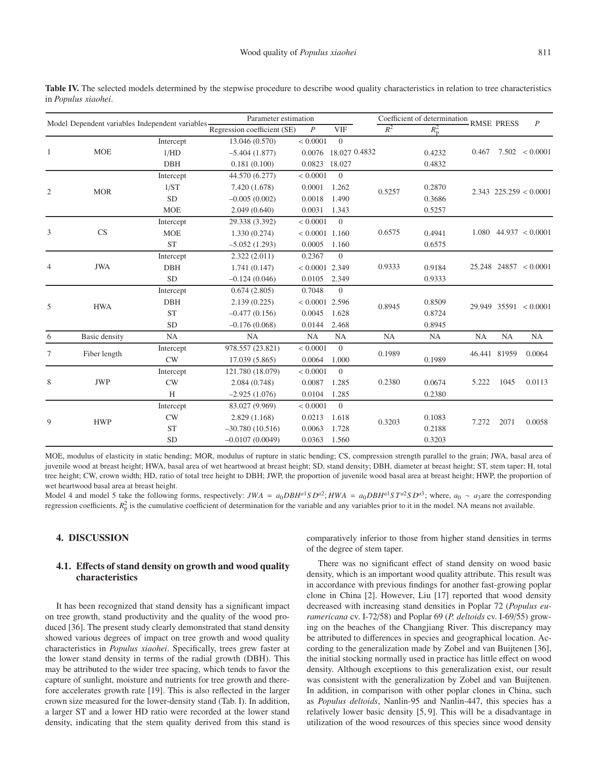**Table IV.** The selected models determined by the stepwise procedure to describe wood quality characteristics in relation to tree characteristics in *Populus xiaohei*.

| Model | Dependent variables | Independent variables | Parameter estimation | | | Coefficient of determination | | RMSE | PRESS | $P$ |
|---|---|---|---|---|---|---|---|---|---|---|
| | | | Regression coefficient (SE) | $P$ | VIF | $R^2$ | $R_p^2$ | | | |
| 1 | MOE | Intercept | 13.046 (0.570) | < 0.0001 | 0 | 0.4832 | | 0.467 | 7.502 | < 0.0001 |
| | | 1/HD | –5.404 (1.877) | 0.0076 | 18.027 | | 0.4232 | | | |
| | | DBH | 0.181 (0.100) | 0.0823 | 18.027 | | 0.4832 | | | |
| 2 | MOR | Intercept | 44.570 (6.277) | < 0.0001 | 0 | 0.5257 | | 2.343 | 225.259 | < 0.0001 |
| | | 1/ST | 7.420 (1.678) | 0.0001 | 1.262 | | 0.2870 | | | |
| | | SD | –0.005 (0.002) | 0.0018 | 1.490 | | 0.3686 | | | |
| | | MOE | 2.049 (0.640) | 0.0031 | 1.343 | | 0.5257 | | | |
| 3 | CS | Intercept | 29.338 (3.392) | < 0.0001 | 0 | 0.6575 | | 1.080 | 44.937 | < 0.0001 |
| | | MOE | 1.330 (0.274) | < 0.0001 | 1.160 | | 0.4941 | | | |
| | | ST | –5.052 (1.293) | 0.0005 | 1.160 | | 0.6575 | | | |
| 4 | JWA | Intercept | 2.322 (2.011) | 0.2367 | 0 | 0.9333 | | 25.248 | 24857 | < 0.0001 |
| | | DBH | 1.741 (0.147) | < 0.0001 | 2.349 | | 0.9184 | | | |
| | | SD | –0.124 (0.046) | 0.0105 | 2.349 | | 0.9333 | | | |
| 5 | HWA | Intercept | 0.674 (2.805) | 0.7048 | 0 | 0.8945 | | 29.949 | 35591 | < 0.0001 |
| | | DBH | 2.139 (0.225) | < 0.0001 | 2.596 | | 0.8509 | | | |
| | | ST | –0.477 (0.156) | 0.0045 | 1.628 | | 0.8724 | | | |
| | | SD | –0.176 (0.068) | 0.0144 | 2.468 | | 0.8945 | | | |
| 6 | Basic density | NA | NA | NA | NA | NA | NA | NA | NA | NA |
| 7 | Fiber length | Intercept | 978.557 (23.821) | < 0.0001 | 0 | 0.1989 | | 46.441 | 81959 | 0.0064 |
| | | CW | 17.039 (5.865) | 0.0064 | 1.000 | | 0.1989 | | | |
| 8 | JWP | Intercept | 121.780 (18.079) | < 0.0001 | 0 | 0.2380 | | 5.222 | 1045 | 0.0113 |
| | | CW | 2.084 (0.748) | 0.0087 | 1.285 | | 0.0674 | | | |
| | | H | –2.925 (1.076) | 0.0104 | 1.285 | | 0.2380 | | | |
| 9 | HWP | Intercept | 83.027 (9.969) | < 0.0001 | 0 | 0.3203 | | 7.272 | 2071 | 0.0058 |
| | | CW | 2.829 (1.168) | 0.0213 | 1.618 | | 0.1083 | | | |
| | | ST | –30.780 (10.516) | 0.0063 | 1.728 | | 0.2188 | | | |
| | | SD | –0.0107 (0.0049) | 0.0363 | 1.560 | | 0.3203 | | | |

MOE, modulus of elasticity in static bending; MOR, modulus of rupture in static bending; CS, compression strength parallel to the grain; JWA, basal area of juvenile wood at breast height; HWA, basal area of wet heartwood at breast height; SD, stand density; DBH, diameter at breast height; ST, stem taper; H, total tree height; CW, crown width; HD, ratio of total tree height to DBH; JWP, the proportion of juvenile wood basal area at breast height; HWP, the proportion of wet heartwood basal area at breast height.

Model 4 and model 5 take the following forms, respectively: $JWA = a_0 DBH^{a1} SD^{a2}$; $HWA = a_0 DBH^{a1} ST^{a2} SD^{a3}$; where, $a_0 \sim a_3$ are the corresponding regression coefficients. $R_p^2$ is the cumulative coefficient of determination for the variable and any variables prior to it in the model. NA means not available.

## 4. DISCUSSION

### 4.1. Effects of stand density on growth and wood quality characteristics

It has been recognized that stand density has a significant impact on tree growth, stand productivity and the quality of the wood produced [36]. The present study clearly demonstrated that stand density showed various degrees of impact on tree growth and wood quality characteristics in *Populus xiaohei*. Specifically, trees grew faster at the lower stand density in terms of the radial growth (DBH). This may be attributed to the wider tree spacing, which tends to favor the capture of sunlight, moisture and nutrients for tree growth and therefore accelerates growth rate [19]. This is also reflected in the larger crown size measured for the lower-density stand (Tab. I). In addition, a larger ST and a lower HD ratio were recorded at the lower stand density, indicating that the stem quality derived from this stand is comparatively inferior to those from higher stand densities in terms of the degree of stem taper.

There was no significant effect of stand density on wood basic density, which is an important wood quality attribute. This result was in accordance with previous findings for another fast-growing poplar clone in China [2]. However, Liu [17] reported that wood density decreased with increasing stand densities in Poplar 72 (*Populus euramericana* cv. I-72/58) and Poplar 69 (*P. deltoids* cv. I-69/55) growing on the beaches of the Changjiang River. This discrepancy may be attributed to differences in species and geographical location. According to the generalization made by Zobel and van Buijtenen [36], the initial stocking normally used in practice has little effect on wood density. Although exceptions to this generalization exist, our result was consistent with the generalization by Zobel and van Buijtenen. In addition, in comparison with other poplar clones in China, such as *Populus deltoids*, Nanlin-95 and Nanlin-447, this species has a relatively lower basic density [5, 9]. This will be a disadvantage in utilization of the wood resources of this species since wood density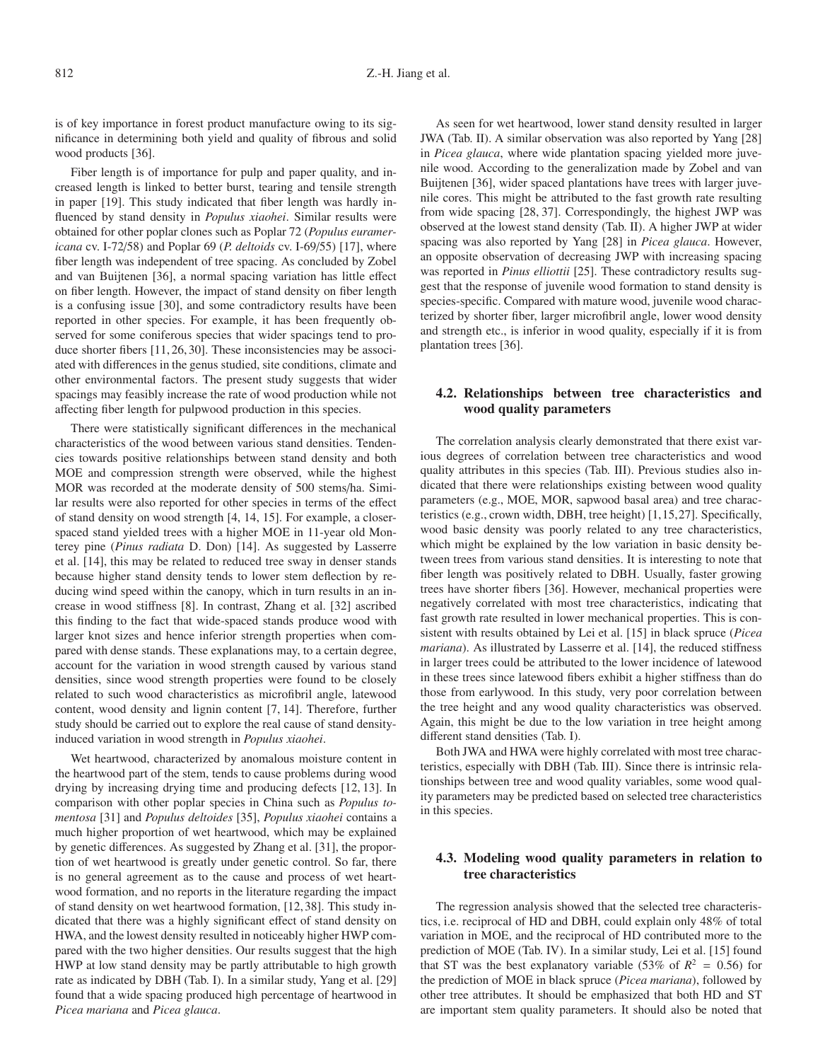is of key importance in forest product manufacture owing to its significance in determining both yield and quality of fibrous and solid wood products [36].

Fiber length is of importance for pulp and paper quality, and increased length is linked to better burst, tearing and tensile strength in paper [19]. This study indicated that fiber length was hardly influenced by stand density in *Populus xiaohei*. Similar results were obtained for other poplar clones such as Poplar 72 (*Populus euramericana* cv. I-72/58) and Poplar 69 (*P. deltoids* cv. I-69/55) [17], where fiber length was independent of tree spacing. As concluded by Zobel and van Buijtenen [36], a normal spacing variation has little effect on fiber length. However, the impact of stand density on fiber length is a confusing issue [30], and some contradictory results have been reported in other species. For example, it has been frequently observed for some coniferous species that wider spacings tend to produce shorter fibers [11, 26, 30]. These inconsistencies may be associated with differences in the genus studied, site conditions, climate and other environmental factors. The present study suggests that wider spacings may feasibly increase the rate of wood production while not affecting fiber length for pulpwood production in this species.

There were statistically significant differences in the mechanical characteristics of the wood between various stand densities. Tendencies towards positive relationships between stand density and both MOE and compression strength were observed, while the highest MOR was recorded at the moderate density of 500 stems/ha. Similar results were also reported for other species in terms of the effect of stand density on wood strength [4, 14, 15]. For example, a closer-spaced stand yielded trees with a higher MOE in 11-year old Monterey pine (*Pinus radiata* D. Don) [14]. As suggested by Lasserre et al. [14], this may be related to reduced tree sway in denser stands because higher stand density tends to lower stem deflection by reducing wind speed within the canopy, which in turn results in an increase in wood stiffness [8]. In contrast, Zhang et al. [32] ascribed this finding to the fact that wide-spaced stands produce wood with larger knot sizes and hence inferior strength properties when compared with dense stands. These explanations may, to a certain degree, account for the variation in wood strength caused by various stand densities, since wood strength properties were found to be closely related to such wood characteristics as microfibril angle, latewood content, wood density and lignin content [7, 14]. Therefore, further study should be carried out to explore the real cause of stand density-induced variation in wood strength in *Populus xiaohei*.

Wet heartwood, characterized by anomalous moisture content in the heartwood part of the stem, tends to cause problems during wood drying by increasing drying time and producing defects [12, 13]. In comparison with other poplar species in China such as *Populus tomentosa* [31] and *Populus deltoides* [35], *Populus xiaohei* contains a much higher proportion of wet heartwood, which may be explained by genetic differences. As suggested by Zhang et al. [31], the proportion of wet heartwood is greatly under genetic control. So far, there is no general agreement as to the cause and process of wet heartwood formation, and no reports in the literature regarding the impact of stand density on wet heartwood formation, [12, 38]. This study indicated that there was a highly significant effect of stand density on HWA, and the lowest density resulted in noticeably higher HWP compared with the two higher densities. Our results suggest that the high HWP at low stand density may be partly attributable to high growth rate as indicated by DBH (Tab. I). In a similar study, Yang et al. [29] found that a wide spacing produced high percentage of heartwood in *Picea mariana* and *Picea glauca*.

As seen for wet heartwood, lower stand density resulted in larger JWA (Tab. II). A similar observation was also reported by Yang [28] in *Picea glauca*, where wide plantation spacing yielded more juvenile wood. According to the generalization made by Zobel and van Buijtenen [36], wider spaced plantations have trees with larger juvenile cores. This might be attributed to the fast growth rate resulting from wide spacing [28, 37]. Correspondingly, the highest JWP was observed at the lowest stand density (Tab. II). A higher JWP at wider spacing was also reported by Yang [28] in *Picea glauca*. However, an opposite observation of decreasing JWP with increasing spacing was reported in *Pinus elliottii* [25]. These contradictory results suggest that the response of juvenile wood formation to stand density is species-specific. Compared with mature wood, juvenile wood characterized by shorter fiber, larger microfibril angle, lower wood density and strength etc., is inferior in wood quality, especially if it is from plantation trees [36].

## 4.2. Relationships between tree characteristics and wood quality parameters

The correlation analysis clearly demonstrated that there exist various degrees of correlation between tree characteristics and wood quality attributes in this species (Tab. III). Previous studies also indicated that there were relationships existing between wood quality parameters (e.g., MOE, MOR, sapwood basal area) and tree characteristics (e.g., crown width, DBH, tree height) [1, 15, 27]. Specifically, wood basic density was poorly related to any tree characteristics, which might be explained by the low variation in basic density between trees from various stand densities. It is interesting to note that fiber length was positively related to DBH. Usually, faster growing trees have shorter fibers [36]. However, mechanical properties were negatively correlated with most tree characteristics, indicating that fast growth rate resulted in lower mechanical properties. This is consistent with results obtained by Lei et al. [15] in black spruce (*Picea mariana*). As illustrated by Lasserre et al. [14], the reduced stiffness in larger trees could be attributed to the lower incidence of latewood in these trees since latewood fibers exhibit a higher stiffness than do those from earlywood. In this study, very poor correlation between the tree height and any wood quality characteristics was observed. Again, this might be due to the low variation in tree height among different stand densities (Tab. I).

Both JWA and HWA were highly correlated with most tree characteristics, especially with DBH (Tab. III). Since there is intrinsic relationships between tree and wood quality variables, some wood quality parameters may be predicted based on selected tree characteristics in this species.

## 4.3. Modeling wood quality parameters in relation to tree characteristics

The regression analysis showed that the selected tree characteristics, i.e. reciprocal of HD and DBH, could explain only 48% of total variation in MOE, and the reciprocal of HD contributed more to the prediction of MOE (Tab. IV). In a similar study, Lei et al. [15] found that ST was the best explanatory variable (53% of $R^2 = 0.56$) for the prediction of MOE in black spruce (*Picea mariana*), followed by other tree attributes. It should be emphasized that both HD and ST are important stem quality parameters. It should also be noted that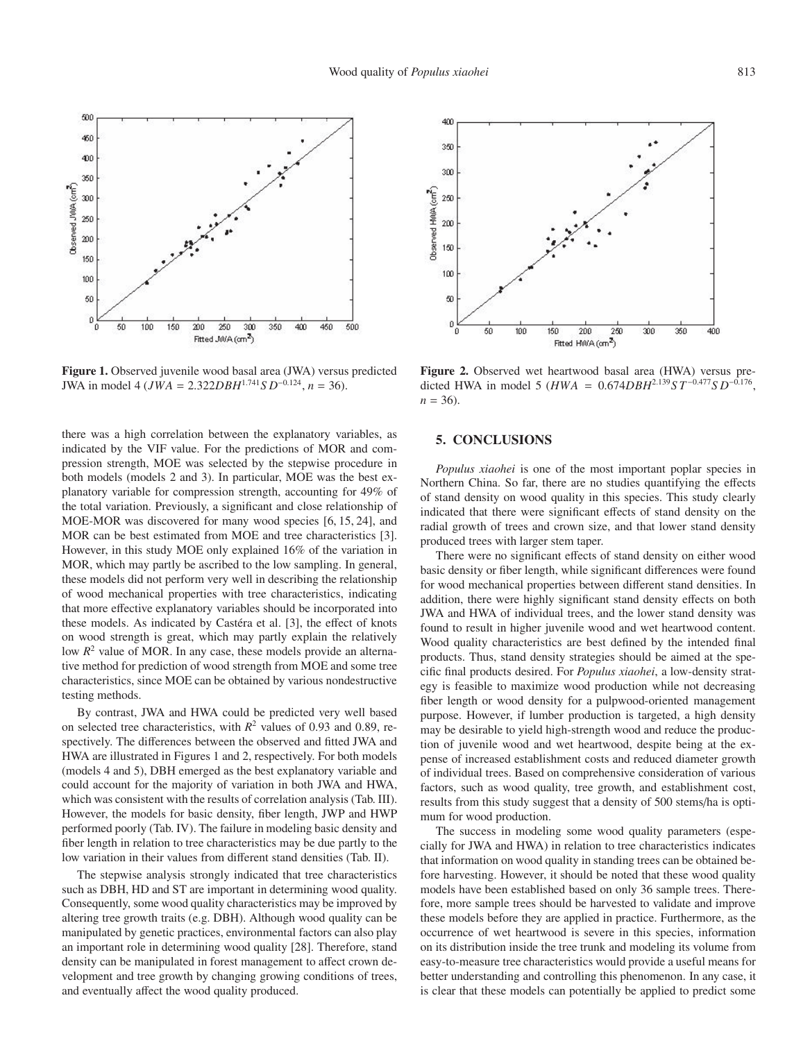**Figure 1.** Observed juvenile wood basal area (JWA) versus predicted JWA in model 4 ($JWA = 2.322DBH^{1.741}SD^{-0.124}$, $n = 36$).

**Figure 2.** Observed wet heartwood basal area (HWA) versus predicted HWA in model 5 ($HWA = 0.674DBH^{2.139}ST^{-0.477}SD^{-0.176}$, $n = 36$).

there was a high correlation between the explanatory variables, as indicated by the VIF value. For the predictions of MOR and compression strength, MOE was selected by the stepwise procedure in both models (models 2 and 3). In particular, MOE was the best explanatory variable for compression strength, accounting for 49% of the total variation. Previously, a significant and close relationship of MOE-MOR was discovered for many wood species [6, 15, 24], and MOR can be best estimated from MOE and tree characteristics [3]. However, in this study MOE only explained 16% of the variation in MOR, which may partly be ascribed to the low sampling. In general, these models did not perform very well in describing the relationship of wood mechanical properties with tree characteristics, indicating that more effective explanatory variables should be incorporated into these models. As indicated by Castéra et al. [3], the effect of knots on wood strength is great, which may partly explain the relatively low $R^2$ value of MOR. In any case, these models provide an alternative method for prediction of wood strength from MOE and some tree characteristics, since MOE can be obtained by various nondestructive testing methods.

By contrast, JWA and HWA could be predicted very well based on selected tree characteristics, with $R^2$ values of 0.93 and 0.89, respectively. The differences between the observed and fitted JWA and HWA are illustrated in Figures 1 and 2, respectively. For both models (models 4 and 5), DBH emerged as the best explanatory variable and could account for the majority of variation in both JWA and HWA, which was consistent with the results of correlation analysis (Tab. III). However, the models for basic density, fiber length, JWP and HWP performed poorly (Tab. IV). The failure in modeling basic density and fiber length in relation to tree characteristics may be due partly to the low variation in their values from different stand densities (Tab. II).

The stepwise analysis strongly indicated that tree characteristics such as DBH, HD and ST are important in determining wood quality. Consequently, some wood quality characteristics may be improved by altering tree growth traits (e.g. DBH). Although wood quality can be manipulated by genetic practices, environmental factors can also play an important role in determining wood quality [28]. Therefore, stand density can be manipulated in forest management to affect crown development and tree growth by changing growing conditions of trees, and eventually affect the wood quality produced.

## 5. CONCLUSIONS

*Populus xiaohei* is one of the most important poplar species in Northern China. So far, there are no studies quantifying the effects of stand density on wood quality in this species. This study clearly indicated that there were significant effects of stand density on the radial growth of trees and crown size, and that lower stand density produced trees with larger stem taper.

There were no significant effects of stand density on either wood basic density or fiber length, while significant differences were found for wood mechanical properties between different stand densities. In addition, there were highly significant stand density effects on both JWA and HWA of individual trees, and the lower stand density was found to result in higher juvenile wood and wet heartwood content. Wood quality characteristics are best defined by the intended final products. Thus, stand density strategies should be aimed at the specific final products desired. For *Populus xiaohei*, a low-density strategy is feasible to maximize wood production while not decreasing fiber length or wood density for a pulpwood-oriented management purpose. However, if lumber production is targeted, a high density may be desirable to yield high-strength wood and reduce the production of juvenile wood and wet heartwood, despite being at the expense of increased establishment costs and reduced diameter growth of individual trees. Based on comprehensive consideration of various factors, such as wood quality, tree growth, and establishment cost, results from this study suggest that a density of 500 stems/ha is optimum for wood production.

The success in modeling some wood quality parameters (especially for JWA and HWA) in relation to tree characteristics indicates that information on wood quality in standing trees can be obtained before harvesting. However, it should be noted that these wood quality models have been established based on only 36 sample trees. Therefore, more sample trees should be harvested to validate and improve these models before they are applied in practice. Furthermore, as the occurrence of wet heartwood is severe in this species, information on its distribution inside the tree trunk and modeling its volume from easy-to-measure tree characteristics would provide a useful means for better understanding and controlling this phenomenon. In any case, it is clear that these models can potentially be applied to predict some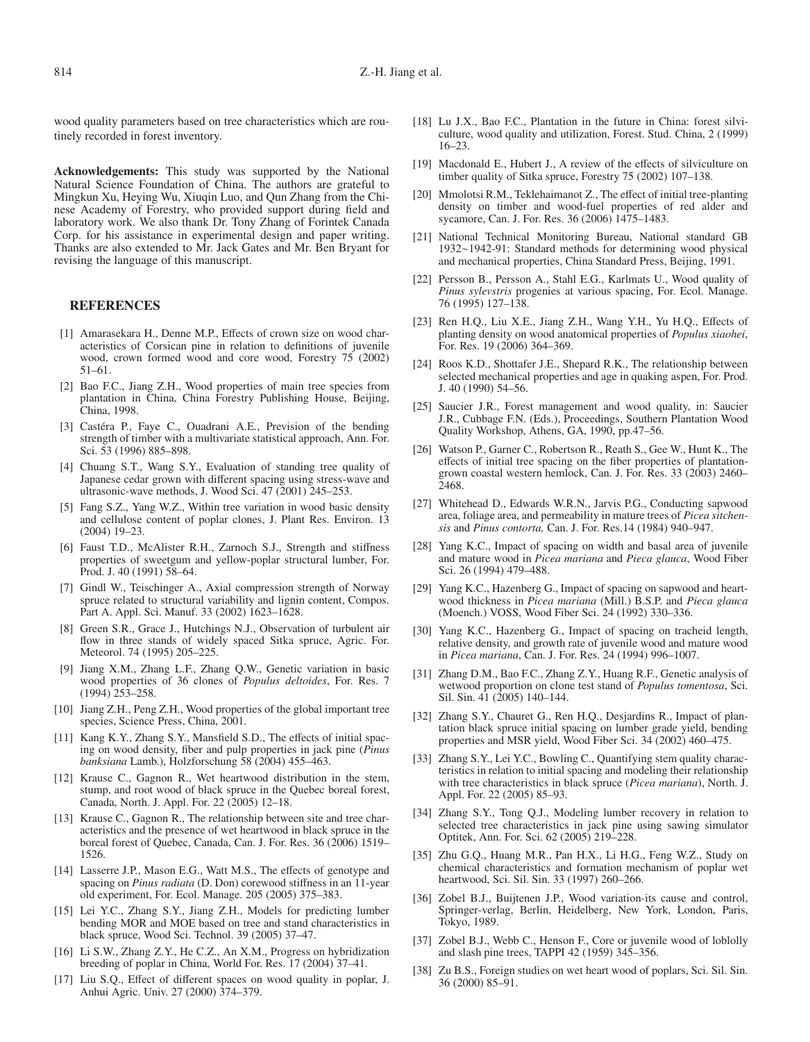wood quality parameters based on tree characteristics which are routinely recorded in forest inventory.

**Acknowledgements:** This study was supported by the National Natural Science Foundation of China. The authors are grateful to Mingkun Xu, Heying Wu, Xiuqin Luo, and Qun Zhang from the Chinese Academy of Forestry, who provided support during field and laboratory work. We also thank Dr. Tony Zhang of Forintek Canada Corp. for his assistance in experimental design and paper writing. Thanks are also extended to Mr. Jack Gates and Mr. Ben Bryant for revising the language of this manuscript.

## REFERENCES

[1] Amarasekara H., Denne M.P., Effects of crown size on wood characteristics of Corsican pine in relation to definitions of juvenile wood, crown formed wood and core wood, Forestry 75 (2002) 51–61.

[2] Bao F.C., Jiang Z.H., Wood properties of main tree species from plantation in China, China Forestry Publishing House, Beijing, China, 1998.

[3] Castéra P., Faye C., Ouadrani A.E., Prevision of the bending strength of timber with a multivariate statistical approach, Ann. For. Sci. 53 (1996) 885–898.

[4] Chuang S.T., Wang S.Y., Evaluation of standing tree quality of Japanese cedar grown with different spacing using stress-wave and ultrasonic-wave methods, J. Wood Sci. 47 (2001) 245–253.

[5] Fang S.Z., Yang W.Z., Within tree variation in wood basic density and cellulose content of poplar clones, J. Plant Res. Environ. 13 (2004) 19–23.

[6] Faust T.D., McAlister R.H., Zarnoch S.J., Strength and stiffness properties of sweetgum and yellow-poplar structural lumber, For. Prod. J. 40 (1991) 58–64.

[7] Gindl W., Teischinger A., Axial compression strength of Norway spruce related to structural variability and lignin content, Compos. Part A. Appl. Sci. Manuf. 33 (2002) 1623–1628.

[8] Green S.R., Grace J., Hutchings N.J., Observation of turbulent air flow in three stands of widely spaced Sitka spruce, Agric. For. Meteorol. 74 (1995) 205–225.

[9] Jiang X.M., Zhang L.F., Zhang Q.W., Genetic variation in basic wood properties of 36 clones of *Populus deltoides*, For. Res. 7 (1994) 253–258.

[10] Jiang Z.H., Peng Z.H., Wood properties of the global important tree species, Science Press, China, 2001.

[11] Kang K.Y., Zhang S.Y., Mansfield S.D., The effects of initial spacing on wood density, fiber and pulp properties in jack pine (*Pinus banksiana* Lamb.), Holzforschung 58 (2004) 455–463.

[12] Krause C., Gagnon R., Wet heartwood distribution in the stem, stump, and root wood of black spruce in the Quebec boreal forest, Canada, North. J. Appl. For. 22 (2005) 12–18.

[13] Krause C., Gagnon R., The relationship between site and tree characteristics and the presence of wet heartwood in black spruce in the boreal forest of Quebec, Canada, Can. J. For. Res. 36 (2006) 1519–1526.

[14] Lasserre J.P., Mason E.G., Watt M.S., The effects of genotype and spacing on *Pinus radiata* (D. Don) corewood stiffness in an 11-year old experiment, For. Ecol. Manage. 205 (2005) 375–383.

[15] Lei Y.C., Zhang S.Y., Jiang Z.H., Models for predicting lumber bending MOR and MOE based on tree and stand characteristics in black spruce, Wood Sci. Technol. 39 (2005) 37–47.

[16] Li S.W., Zhang Z.Y., He C.Z., An X.M., Progress on hybridization breeding of poplar in China, World For. Res. 17 (2004) 37–41.

[17] Liu S.Q., Effect of different spaces on wood quality in poplar, J. Anhui Agric. Univ. 27 (2000) 374–379.

[18] Lu J.X., Bao F.C., Plantation in the future in China: forest silviculture, wood quality and utilization, Forest. Stud. China, 2 (1999) 16–23.

[19] Macdonald E., Hubert J., A review of the effects of silviculture on timber quality of Sitka spruce, Forestry 75 (2002) 107–138.

[20] Mmolotsi R.M., Teklehaimanot Z., The effect of initial tree-planting density on timber and wood-fuel properties of red alder and sycamore, Can. J. For. Res. 36 (2006) 1475–1483.

[21] National Technical Monitoring Bureau, National standard GB 1932~1942-91: Standard methods for determining wood physical and mechanical properties, China Standard Press, Beijing, 1991.

[22] Persson B., Persson A., Stahl E.G., Karlmats U., Wood quality of *Pinus sylevstris* progenies at various spacing, For. Ecol. Manage. 76 (1995) 127–138.

[23] Ren H.Q., Liu X.E., Jiang Z.H., Wang Y.H., Yu H.Q., Effects of planting density on wood anatomical properties of *Populus xiaohei*, For. Res. 19 (2006) 364–369.

[24] Roos K.D., Shottafer J.E., Shepard R.K., The relationship between selected mechanical properties and age in quaking aspen, For. Prod. J. 40 (1990) 54–56.

[25] Saucier J.R., Forest management and wood quality, in: Saucier J.R., Cubbage F.N. (Eds.), Proceedings, Southern Plantation Wood Quality Workshop, Athens, GA, 1990, pp.47–56.

[26] Watson P., Garner C., Robertson R., Reath S., Gee W., Hunt K., The effects of initial tree spacing on the fiber properties of plantation-grown coastal western hemlock, Can. J. For. Res. 33 (2003) 2460–2468.

[27] Whitehead D., Edwards W.R.N., Jarvis P.G., Conducting sapwood area, foliage area, and permeability in mature trees of *Picea sitchensis* and *Pinus contorta,* Can. J. For. Res.14 (1984) 940–947.

[28] Yang K.C., Impact of spacing on width and basal area of juvenile and mature wood in *Picea mariana* and *Pieca glauca*, Wood Fiber Sci. 26 (1994) 479–488.

[29] Yang K.C., Hazenberg G., Impact of spacing on sapwood and heartwood thickness in *Picea mariana* (Mill.) B.S.P. and *Pieca glauca* (Moench.) VOSS, Wood Fiber Sci. 24 (1992) 330–336.

[30] Yang K.C., Hazenberg G., Impact of spacing on tracheid length, relative density, and growth rate of juvenile wood and mature wood in *Picea mariana*, Can. J. For. Res. 24 (1994) 996–1007.

[31] Zhang D.M., Bao F.C., Zhang Z.Y., Huang R.F., Genetic analysis of wetwood proportion on clone test stand of *Populus tomentosa*, Sci. Sil. Sin. 41 (2005) 140–144.

[32] Zhang S.Y., Chauret G., Ren H.Q., Desjardins R., Impact of plantation black spruce initial spacing on lumber grade yield, bending properties and MSR yield, Wood Fiber Sci. 34 (2002) 460–475.

[33] Zhang S.Y., Lei Y.C., Bowling C., Quantifying stem quality characteristics in relation to initial spacing and modeling their relationship with tree characteristics in black spruce (*Picea mariana*), North. J. Appl. For. 22 (2005) 85–93.

[34] Zhang S.Y., Tong Q.J., Modeling lumber recovery in relation to selected tree characteristics in jack pine using sawing simulator Optitek, Ann. For. Sci. 62 (2005) 219–228.

[35] Zhu G.Q., Huang M.R., Pan H.X., Li H.G., Feng W.Z., Study on chemical characteristics and formation mechanism of poplar wet heartwood, Sci. Sil. Sin. 33 (1997) 260–266.

[36] Zobel B.J., Buijtenen J.P., Wood variation-its cause and control, Springer-verlag, Berlin, Heidelberg, New York, London, Paris, Tokyo, 1989.

[37] Zobel B.J., Webb C., Henson F., Core or juvenile wood of loblolly and slash pine trees, TAPPI 42 (1959) 345–356.

[38] Zu B.S., Foreign studies on wet heart wood of poplars, Sci. Sil. Sin. 36 (2000) 85–91.